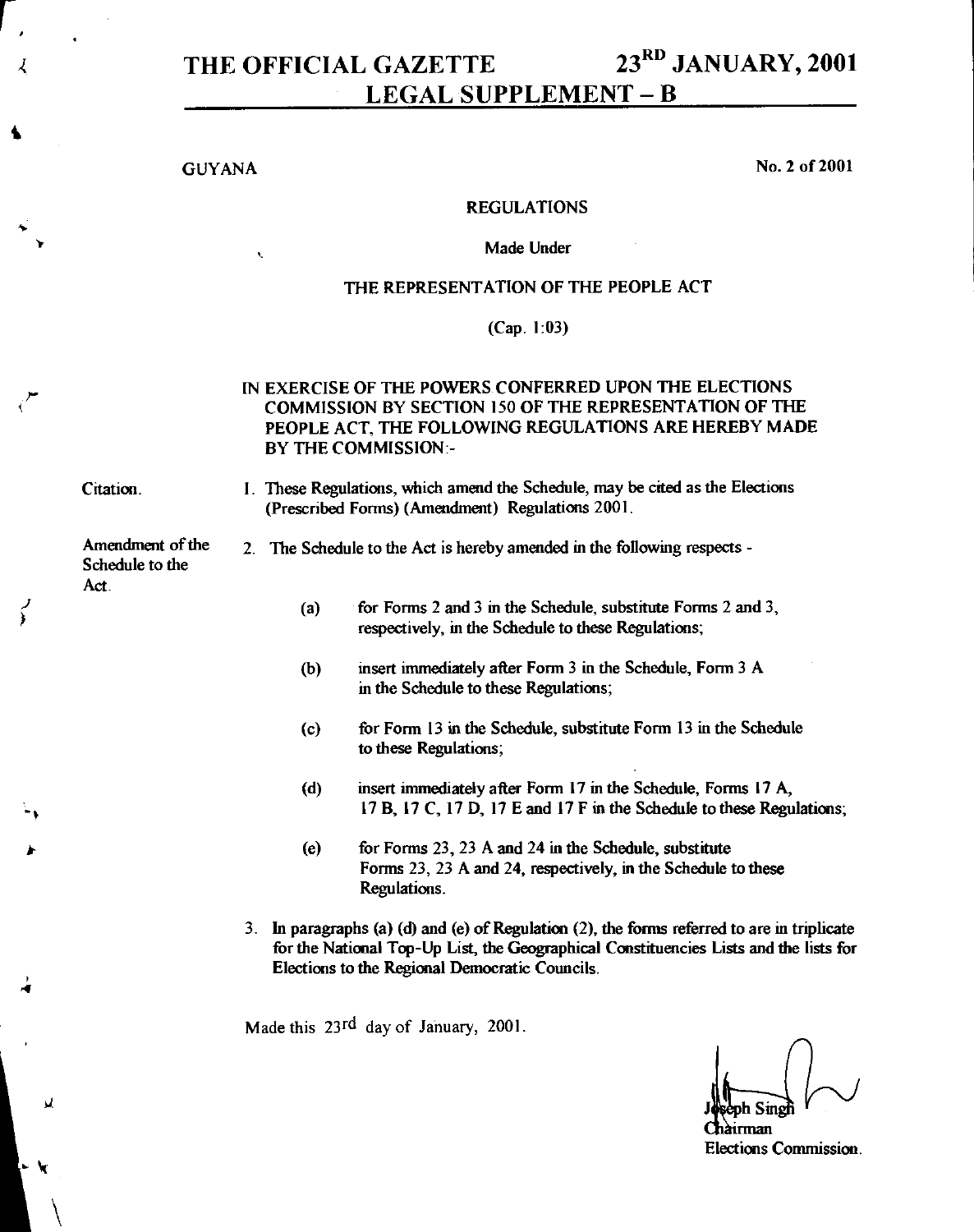# THE OFFICIAL GAZETTE 23RD JANUARY, 2001

## LEGAL SUPPLEMENT – B

GUYANA No. 2 of 2001

REGULATIONS

Made Under

THE REPRESENTATION OF THE PEOPLE ACT

(Cap. 1:03)

IN EXERCISE OF THE POWERS CONFERRED UPON THE ELECTIONS COMMISSION BY SECTION 150 OF THE REPRESENTATION OF THE PEOPLE ACT, THE FOLLOWING REGULATIONS ARE HEREBY MADE BY THE COMMISSION:-

Citation.

1. These Regulations, which amend the Schedule, may be cited as the Elections (Prescribed Forms) (Amendment) Regulations 2001.

Amendment of the Schedule to the Act.

2. The Schedule to the Act is hereby amended in the following respects -

   (a) for Forms 2 and 3 in the Schedule, substitute Forms 2 and 3, respectively, in the Schedule to these Regulations;

   (b) insert immediately after Form 3 in the Schedule, Form 3 A in the Schedule to these Regulations;

   (c) for Form 13 in the Schedule, substitute Form 13 in the Schedule to these Regulations;

   (d) insert immediately after Form 17 in the Schedule, Forms 17 A, 17 B, 17 C, 17 D, 17 E and 17 F in the Schedule to these Regulations;

   (e) for Forms 23, 23 A and 24 in the Schedule, substitute Forms 23, 23 A and 24, respectively, in the Schedule to these Regulations.

3. In paragraphs (a) (d) and (e) of Regulation (2), the forms referred to are in triplicate for the National Top-Up List, the Geographical Constituencies Lists and the lists for Elections to the Regional Democratic Councils.

Made this 23rd day of January, 2001.

Joseph Singh
Chairman
Elections Commission.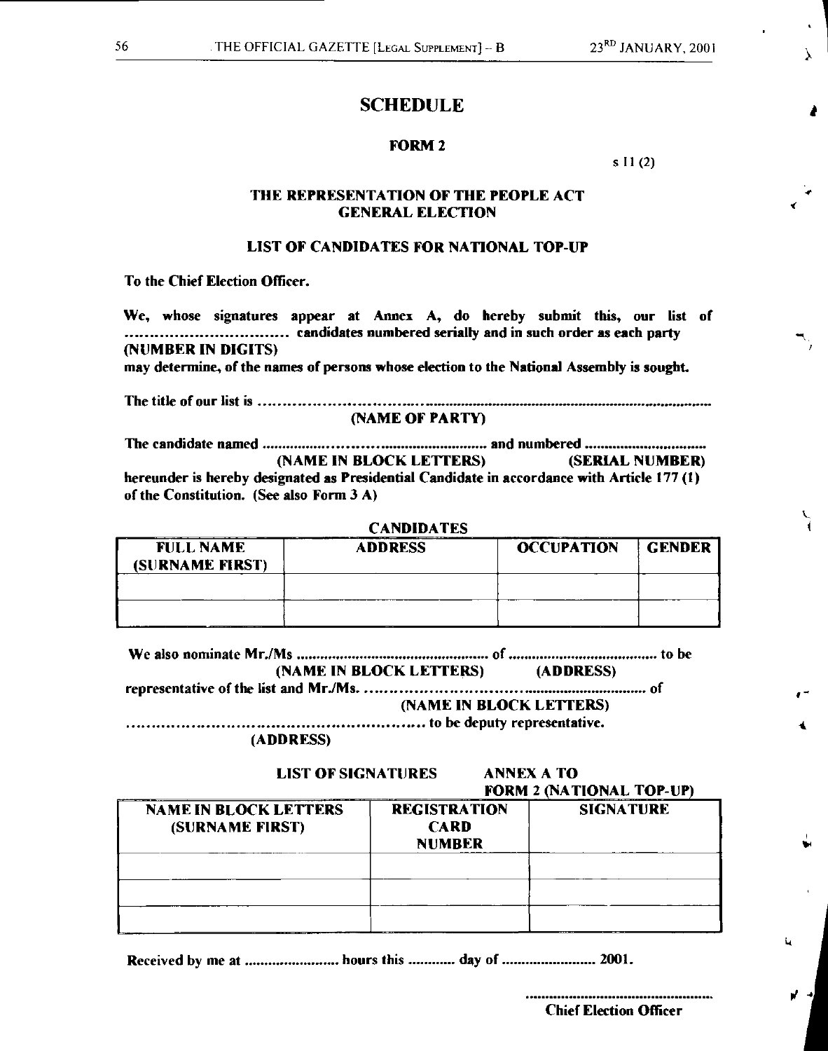# SCHEDULE

## FORM 2

s 11 (2)

### THE REPRESENTATION OF THE PEOPLE ACT
### GENERAL ELECTION

### LIST OF CANDIDATES FOR NATIONAL TOP-UP

**To the Chief Election Officer.**

**We, whose signatures appear at Annex A, do hereby submit this, our list of ................................ candidates numbered serially and in such order as each party**
**(NUMBER IN DIGITS)**
**may determine, of the names of persons whose election to the National Assembly is sought.**

**The title of our list is ......................................................................................................**
**(NAME OF PARTY)**

**The candidate named ................................................... and numbered ..............................**
**(NAME IN BLOCK LETTERS) (SERIAL NUMBER)**
**hereunder is hereby designated as Presidential Candidate in accordance with Article 177 (1) of the Constitution. (See also Form 3 A)**

**CANDIDATES**

| FULL NAME (SURNAME FIRST) | ADDRESS | OCCUPATION | GENDER |
|---|---|---|---|
| | | | |
| | | | |

**We also nominate Mr./Ms ............................................... of ..................................... to be**
**(NAME IN BLOCK LETTERS) (ADDRESS)**
**representative of the list and Mr./Ms. ........................................................................ of**
**(NAME IN BLOCK LETTERS)**
**......................................................... to be deputy representative.**
**(ADDRESS)**

**LIST OF SIGNATURES ANNEX A TO FORM 2 (NATIONAL TOP-UP)**

| NAME IN BLOCK LETTERS (SURNAME FIRST) | REGISTRATION CARD NUMBER | SIGNATURE |
|---|---|---|
| | | |
| | | |
| | | |

**Received by me at ....................... hours this ........... day of ....................... 2001.**

**..................................................**
**Chief Election Officer**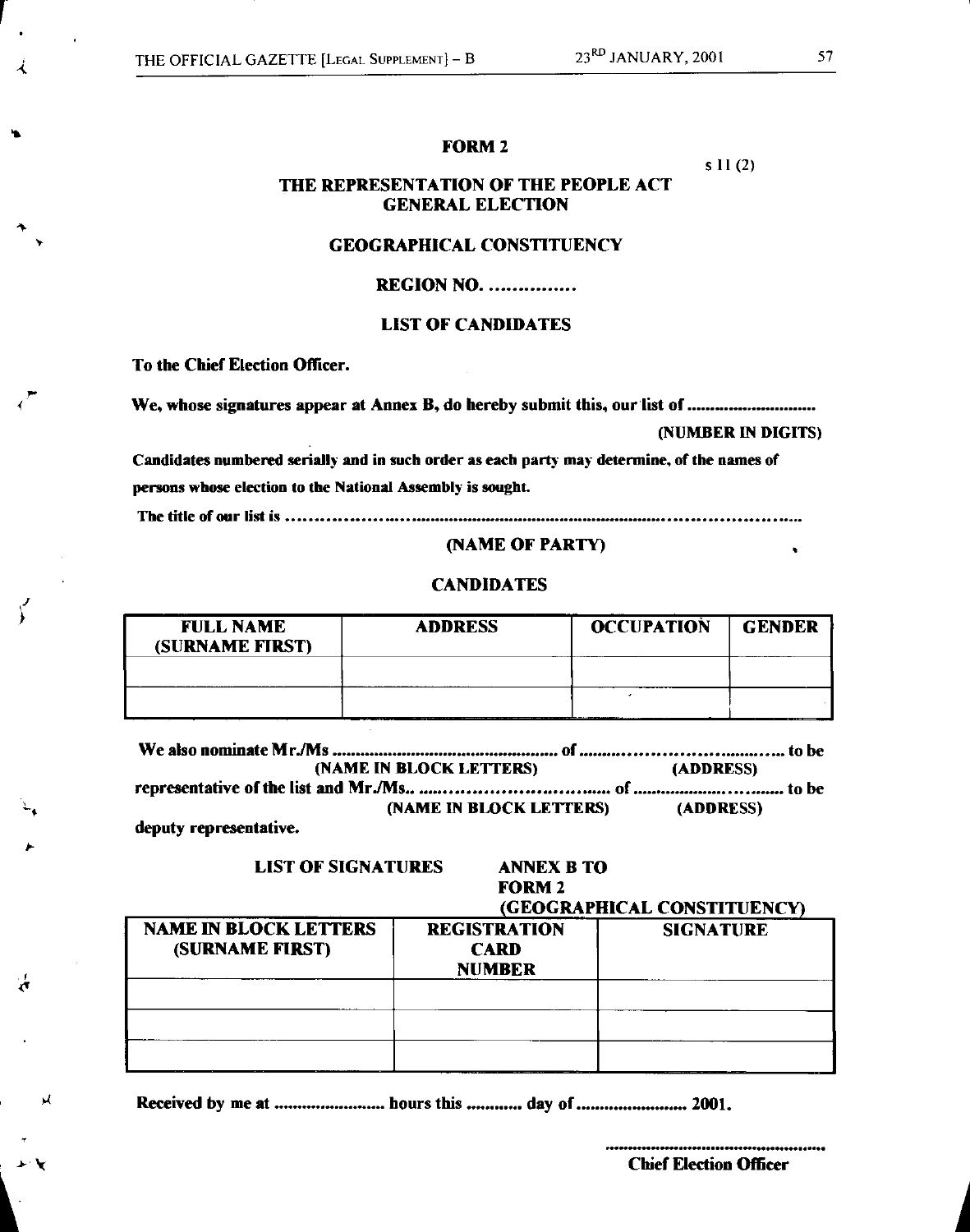**FORM 2**

s 11 (2)

**THE REPRESENTATION OF THE PEOPLE ACT**
**GENERAL ELECTION**

**GEOGRAPHICAL CONSTITUENCY**

**REGION NO. ...............**

**LIST OF CANDIDATES**

**To the Chief Election Officer.**

**We, whose signatures appear at Annex B, do hereby submit this, our list of ............................**

**(NUMBER IN DIGITS)**

**Candidates numbered serially and in such order as each party may determine, of the names of persons whose election to the National Assembly is sought.**

**The title of our list is ..........................................................................................................**

**(NAME OF PARTY)**

**CANDIDATES**

| FULL NAME (SURNAME FIRST) | ADDRESS | OCCUPATION | GENDER |
|---|---|---|---|
| | | | |
| | | | |

**We also nominate Mr./Ms .................................................. of ........................................ to be**
**(NAME IN BLOCK LETTERS) (ADDRESS)**
**representative of the list and Mr./Ms.. .......................................... of ..................................... to be**
**(NAME IN BLOCK LETTERS) (ADDRESS)**
**deputy representative.**

**LIST OF SIGNATURES**

**ANNEX B TO FORM 2 (GEOGRAPHICAL CONSTITUENCY)**

| NAME IN BLOCK LETTERS (SURNAME FIRST) | REGISTRATION CARD NUMBER | SIGNATURE |
|---|---|---|
| | | |
| | | |
| | | |

**Received by me at ........................ hours this ............ day of ........................ 2001.**

**..................................................**
**Chief Election Officer**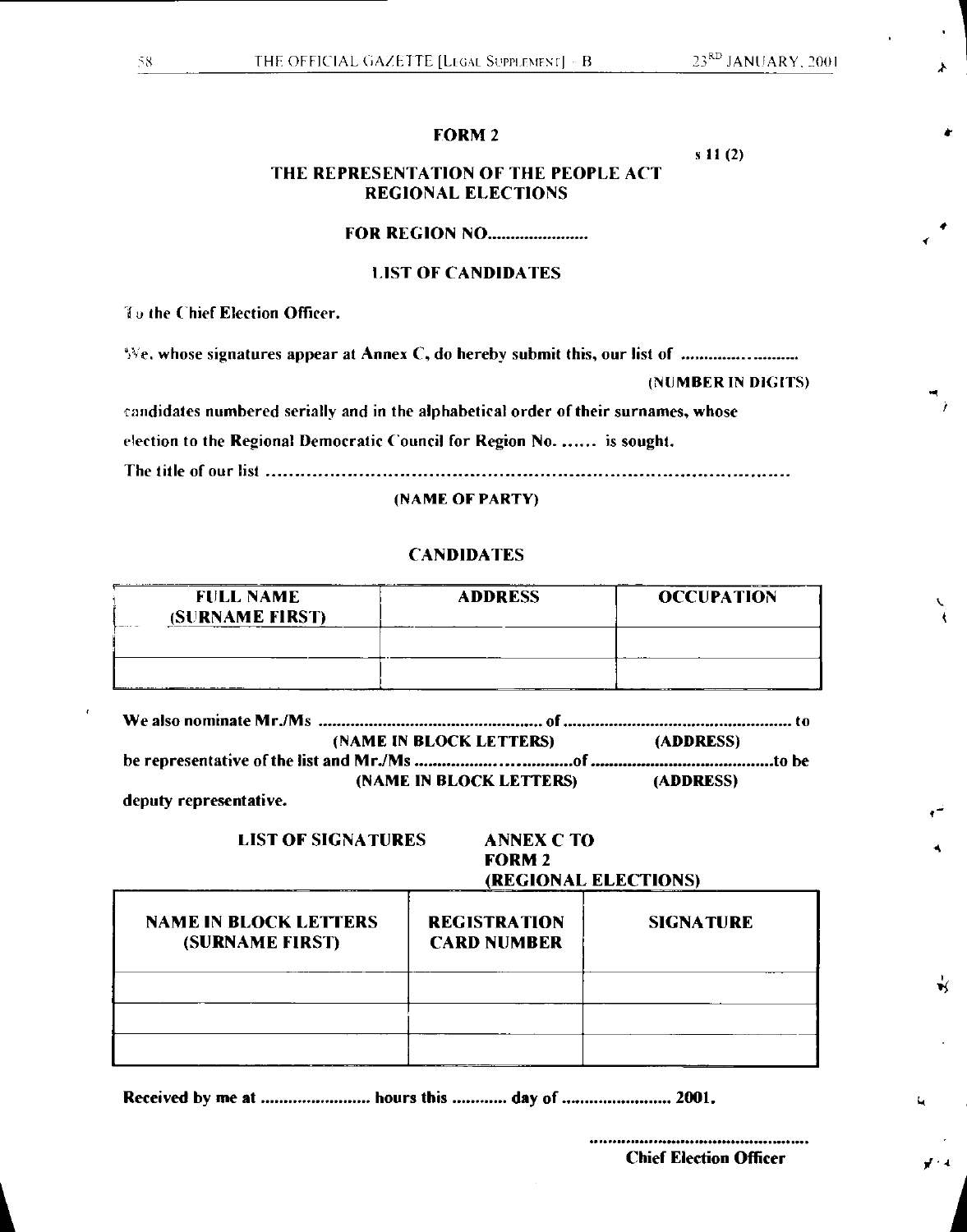# FORM 2

s 11 (2)

## THE REPRESENTATION OF THE PEOPLE ACT
## REGIONAL ELECTIONS

**FOR REGION NO......................**

**LIST OF CANDIDATES**

**To the Chief Election Officer.**

**We, whose signatures appear at Annex C, do hereby submit this, our list of ..........................**

**(NUMBER IN DIGITS)**

**candidates numbered serially and in the alphabetical order of their surnames, whose election to the Regional Democratic Council for Region No. ...... is sought.**

**The title of our list ...................................................................................**

**(NAME OF PARTY)**

**CANDIDATES**

| FULL NAME (SURNAME FIRST) | ADDRESS | OCCUPATION |
|---|---|---|
| | | |
| | | |

**We also nominate Mr./Ms ................................................ of ................................................ to**
**(NAME IN BLOCK LETTERS) (ADDRESS)**
**be representative of the list and Mr./Ms ..................................of .........................................to be**
**(NAME IN BLOCK LETTERS) (ADDRESS)**
**deputy representative.**

**LIST OF SIGNATURES** **ANNEX C TO FORM 2 (REGIONAL ELECTIONS)**

| NAME IN BLOCK LETTERS (SURNAME FIRST) | REGISTRATION CARD NUMBER | SIGNATURE |
|---|---|---|
| | | |
| | | |
| | | |

**Received by me at ........................ hours this ............ day of ........................ 2001.**

...............................................
**Chief Election Officer**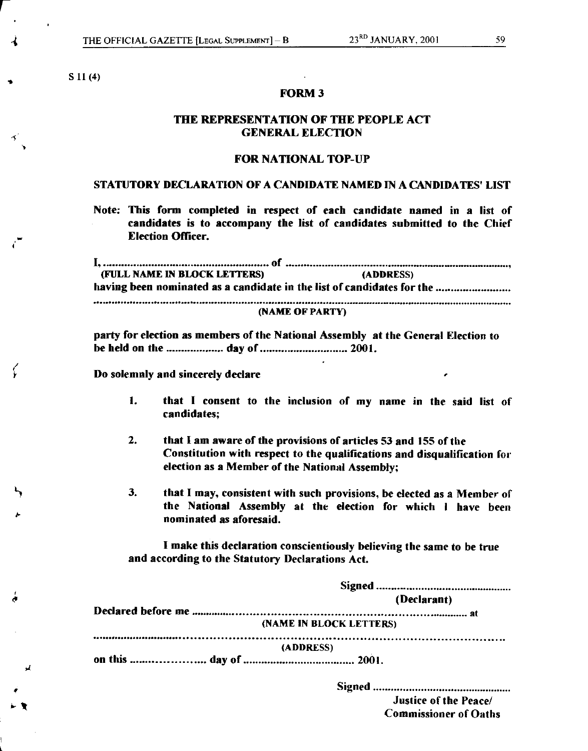S 11 (4)

## FORM 3

## THE REPRESENTATION OF THE PEOPLE ACT
## GENERAL ELECTION

### FOR NATIONAL TOP-UP

### STATUTORY DECLARATION OF A CANDIDATE NAMED IN A CANDIDATES' LIST

**Note: This form completed in respect of each candidate named in a list of candidates is to accompany the list of candidates submitted to the Chief Election Officer.**

**I, ........................................................ of ..............................................................................,**
**(FULL NAME IN BLOCK LETTERS) (ADDRESS)**
**having been nominated as a candidate in the list of candidates for the .........................**
**..............................................................................................................................................**
**(NAME OF PARTY)**

**party for election as members of the National Assembly at the General Election to be held on the .................... day of ............................ 2001.**

**Do solemnly and sincerely declare**

1. **that I consent to the inclusion of my name in the said list of candidates;**

2. **that I am aware of the provisions of articles 53 and 155 of the Constitution with respect to the qualifications and disqualification for election as a Member of the National Assembly;**

3. **that I may, consistent with such provisions, be elected as a Member of the National Assembly at the election for which I have been nominated as aforesaid.**

**I make this declaration conscientiously believing the same to be true and according to the Statutory Declarations Act.**

**Signed ..............................................**
**(Declarant)**

**Declared before me ............................................................................................ at**
**(NAME IN BLOCK LETTERS)**
**..............................................................................................................................**
**(ADDRESS)**
**on this ...................... day of .................................... 2001.**

**Signed ..............................................**
**Justice of the Peace/**
**Commissioner of Oaths**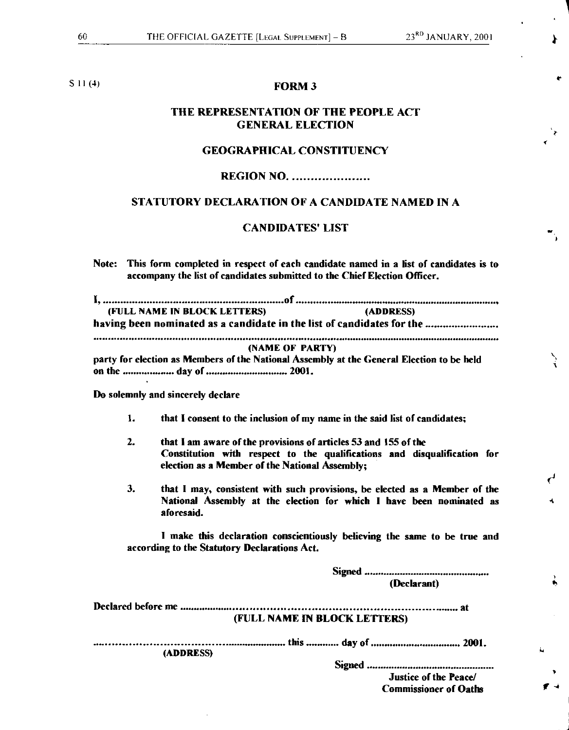S 11 (4)

# FORM 3

## THE REPRESENTATION OF THE PEOPLE ACT
## GENERAL ELECTION

## GEOGRAPHICAL CONSTITUENCY

## REGION NO. ....................

## STATUTORY DECLARATION OF A CANDIDATE NAMED IN A CANDIDATES' LIST

**Note: This form completed in respect of each candidate named in a list of candidates is to accompany the list of candidates submitted to the Chief Election Officer.**

**I, ................................................................ of ........................................................................,**
**(FULL NAME IN BLOCK LETTERS) (ADDRESS)**
**having been nominated as a candidate in the list of candidates for the ........................**
**.......................................................................................................................................**
**(NAME OF PARTY)**
**party for election as Members of the National Assembly at the General Election to be held on the .................. day of ............................ 2001.**

**Do solemnly and sincerely declare**

1. **that I consent to the inclusion of my name in the said list of candidates;**

2. **that I am aware of the provisions of articles 53 and 155 of the Constitution with respect to the qualifications and disqualification for election as a Member of the National Assembly;**

3. **that I may, consistent with such provisions, be elected as a Member of the National Assembly at the election for which I have been nominated as aforesaid.**

**I make this declaration conscientiously believing the same to be true and according to the Statutory Declarations Act.**

**Signed ..............................................**
**(Declarant)**

**Declared before me ...................................................................................... at**
**(FULL NAME IN BLOCK LETTERS)**

**.................................................................. this ............ day of ................................ 2001.**
**(ADDRESS)**

**Signed ................................................**
**Justice of the Peace/**
**Commissioner of Oaths**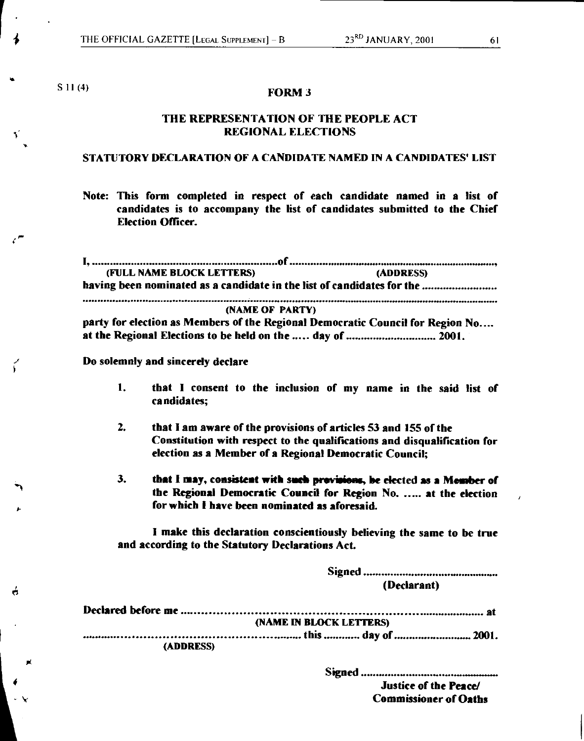S 11 (4)

**FORM 3**

**THE REPRESENTATION OF THE PEOPLE ACT**
**REGIONAL ELECTIONS**

**STATUTORY DECLARATION OF A CANDIDATE NAMED IN A CANDIDATES' LIST**

**Note: This form completed in respect of each candidate named in a list of candidates is to accompany the list of candidates submitted to the Chief Election Officer.**

**I, ................................................................of ..........................................................................,**
**(FULL NAME BLOCK LETTERS) (ADDRESS)**
**having been nominated as a candidate in the list of candidates for the .........................**
**.........................................................................................................................................**
**(NAME OF PARTY)**
**party for election as Members of the Regional Democratic Council for Region No....**
**at the Regional Elections to be held on the ..... day of .............................. 2001.**

**Do solemnly and sincerely declare**

1. **that I consent to the inclusion of my name in the said list of candidates;**
2. **that I am aware of the provisions of articles 53 and 155 of the Constitution with respect to the qualifications and disqualification for election as a Member of a Regional Democratic Council;**
3. **that I may, consistent with such provisions, be elected as a Member of the Regional Democratic Council for Region No. ..... at the election for which I have been nominated as aforesaid.**

**I make this declaration conscientiously believing the same to be true and according to the Statutory Declarations Act.**

**Signed ..............................................**
**(Declarant)**

**Declared before me ....................................................................................... at**
**(NAME IN BLOCK LETTERS)**
**.............................................................. this ............ day of .......................... 2001.**
**(ADDRESS)**

**Signed ...............................................**
**Justice of the Peace/**
**Commissioner of Oaths**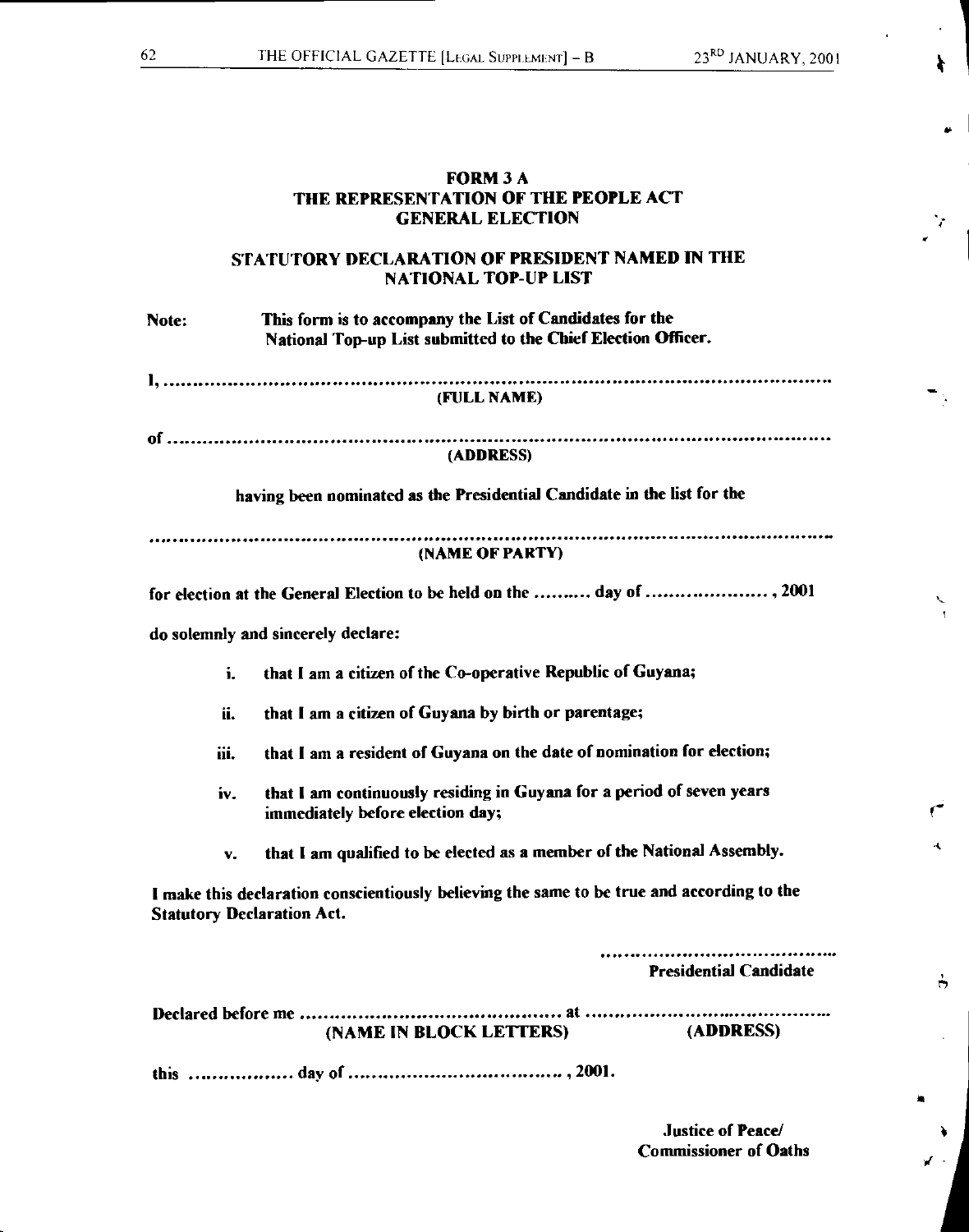**FORM 3 A**
**THE REPRESENTATION OF THE PEOPLE ACT**
**GENERAL ELECTION**

**STATUTORY DECLARATION OF PRESIDENT NAMED IN THE NATIONAL TOP-UP LIST**

**Note:** This form is to accompany the List of Candidates for the National Top-up List submitted to the Chief Election Officer.

I, ..............................................................................................................
(FULL NAME)

of ..............................................................................................................
(ADDRESS)

having been nominated as the Presidential Candidate in the list for the

..............................................................................................................
(NAME OF PARTY)

for election at the General Election to be held on the .......... day of ...................., 2001

do solemnly and sincerely declare:

i. that I am a citizen of the Co-operative Republic of Guyana;

ii. that I am a citizen of Guyana by birth or parentage;

iii. that I am a resident of Guyana on the date of nomination for election;

iv. that I am continuously residing in Guyana for a period of seven years immediately before election day;

v. that I am qualified to be elected as a member of the National Assembly.

I make this declaration conscientiously believing the same to be true and according to the Statutory Declaration Act.

..........................................
Presidential Candidate

Declared before me ............................................. at ..........................................
(NAME IN BLOCK LETTERS) (ADDRESS)

this ................ day of ..................................., 2001.

Justice of Peace/
Commissioner of Oaths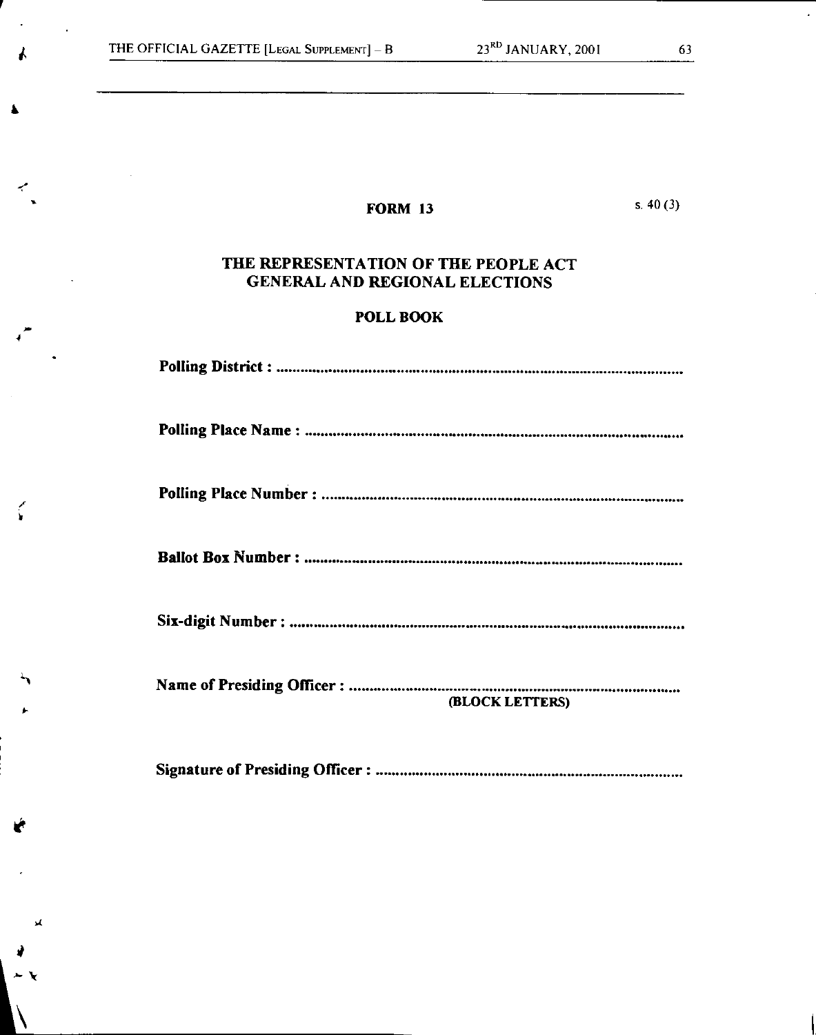**FORM 13**

s. 40 (3)

**THE REPRESENTATION OF THE PEOPLE ACT**
**GENERAL AND REGIONAL ELECTIONS**

**POLL BOOK**

**Polling District :** ..........................................................................................................

**Polling Place Name :** ....................................................................................................

**Polling Place Number :** .................................................................................................

**Ballot Box Number :** .....................................................................................................

**Six-digit Number :** ........................................................................................................

**Name of Presiding Officer :** ...........................................................................................
**(BLOCK LETTERS)**

**Signature of Presiding Officer :** ....................................................................................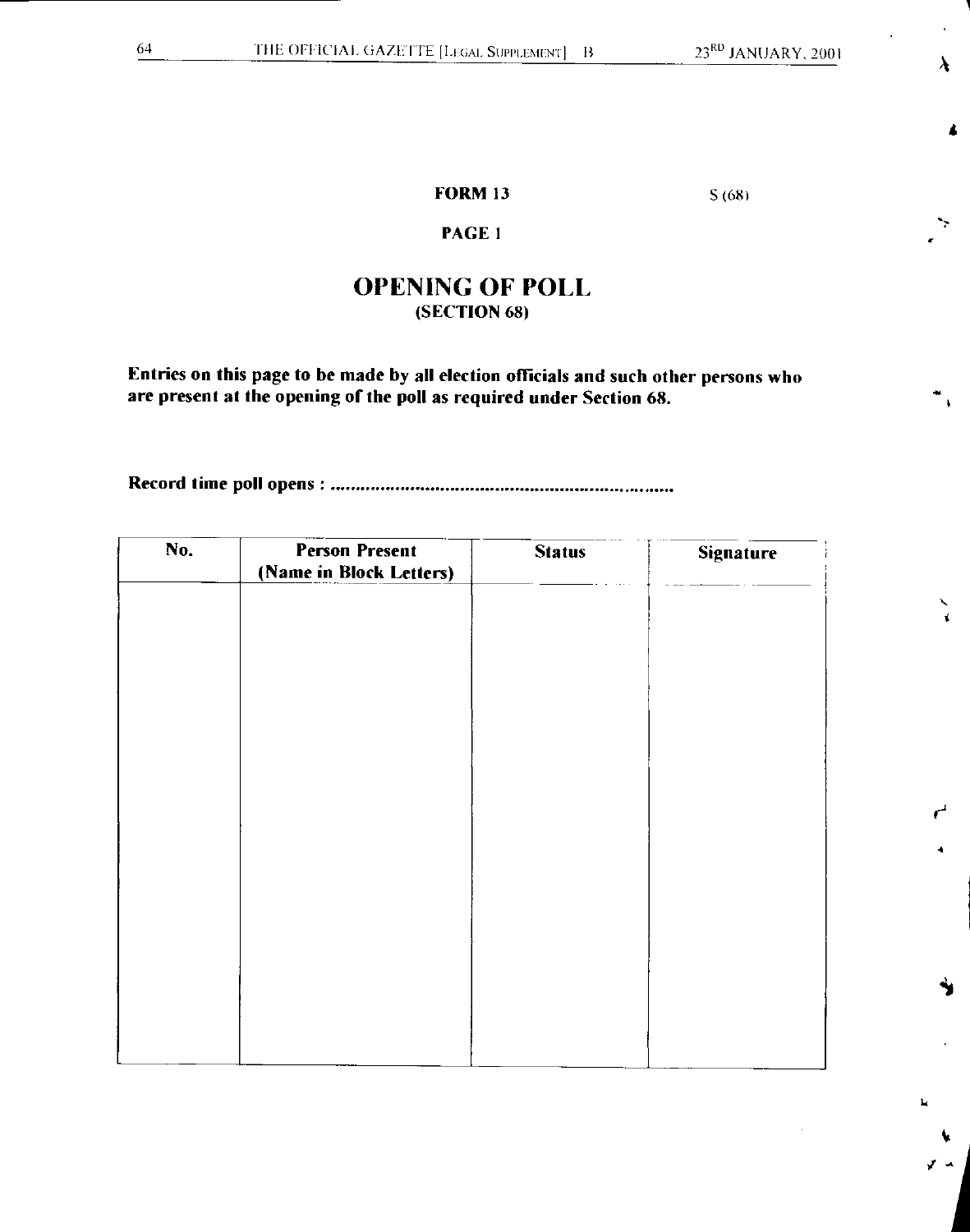**FORM 13** S (68)

**PAGE 1**

# OPENING OF POLL
**(SECTION 68)**

**Entries on this page to be made by all election officials and such other persons who are present at the opening of the poll as required under Section 68.**

**Record time poll opens : ....................................................................**

| No. | Person Present (Name in Block Letters) | Status | Signature |
|---|---|---|---|
| | | | |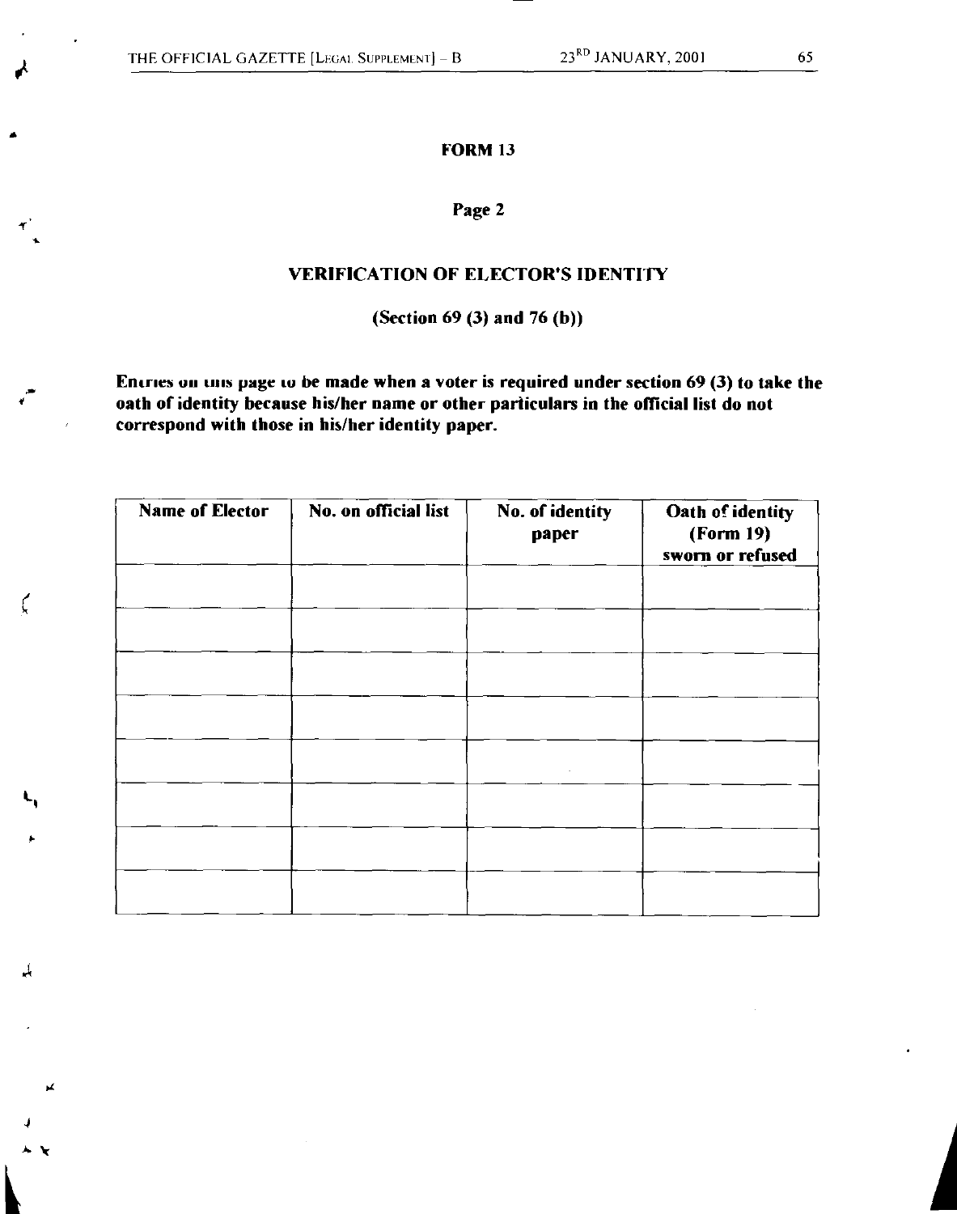**FORM 13**

**Page 2**

## VERIFICATION OF ELECTOR'S IDENTITY

**(Section 69 (3) and 76 (b))**

**Entries on this page to be made when a voter is required under section 69 (3) to take the oath of identity because his/her name or other particulars in the official list do not correspond with those in his/her identity paper.**

| Name of Elector | No. on official list | No. of identity paper | Oath of identity (Form 19) sworn or refused |
|---|---|---|---|
| | | | |
| | | | |
| | | | |
| | | | |
| | | | |
| | | | |
| | | | |
| | | | |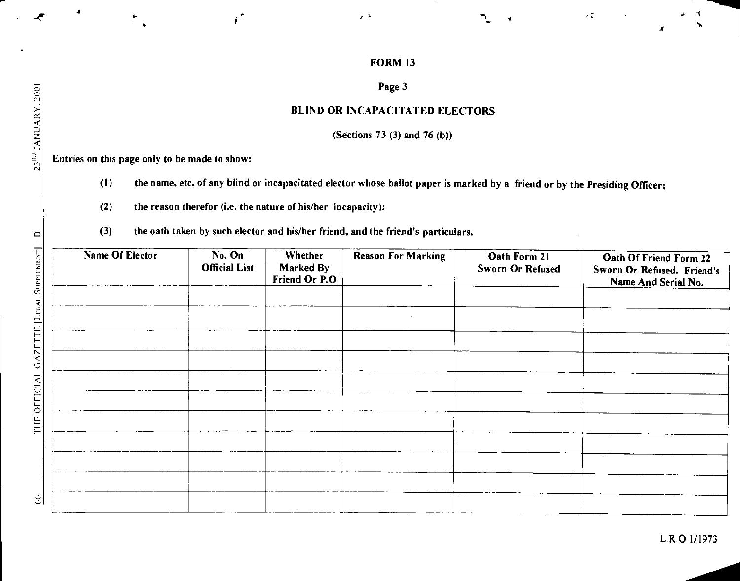# FORM 13

## Page 3

## BLIND OR INCAPACITATED ELECTORS

(Sections 73 (3) and 76 (b))

Entries on this page only to be made to show:

(1) the name, etc. of any blind or incapacitated elector whose ballot paper is marked by a friend or by the Presiding Officer;

(2) the reason therefor (i.e. the nature of his/her incapacity);

(3) the oath taken by such elector and his/her friend, and the friend's particulars.

| Name Of Elector | No. On Official List | Whether Marked By Friend Or P.O | Reason For Marking | Oath Form 21 Sworn Or Refused | Oath Of Friend Form 22 Sworn Or Refused. Friend's Name And Serial No. |
|---|---|---|---|---|---|
| | | | | | |
| | | | | | |
| | | | | | |
| | | | | | |
| | | | | | |
| | | | | | |
| | | | | | |
| | | | | | |
| | | | | | |
| | | | | | |
| | | | | | |

L.R.O 1/1973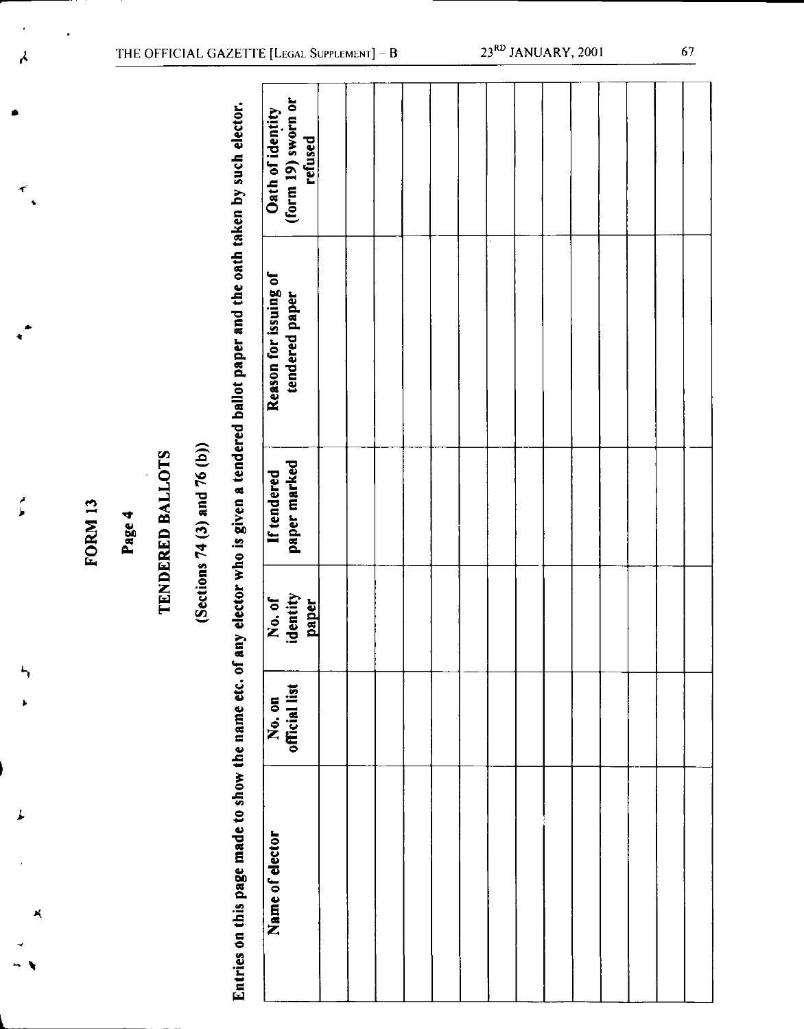# FORM 13

## Page 4

## TENDERED BALLOTS

(Sections 74 (3) and 76 (b))

Entries on this page made to show the name etc. of any elector who is given a tendered ballot paper and the oath taken by such elector.

| Name of elector | No. on official list | No. of identity paper | If tendered paper marked | Reason for issuing of tendered paper | Oath of identity (form 19) sworn or refused |
|---|---|---|---|---|---|
| | | | | | |
| | | | | | |
| | | | | | |
| | | | | | |
| | | | | | |
| | | | | | |
| | | | | | |
| | | | | | |
| | | | | | |
| | | | | | |
| | | | | | |
| | | | | | |
| | | | | | |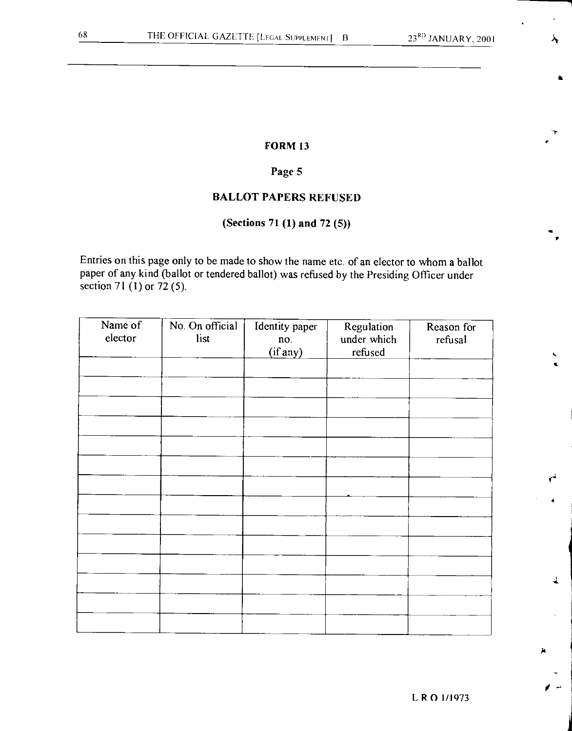## FORM 13

### Page 5

### BALLOT PAPERS REFUSED

**(Sections 71 (1) and 72 (5))**

Entries on this page only to be made to show the name etc. of an elector to whom a ballot paper of any kind (ballot or tendered ballot) was refused by the Presiding Officer under section 71 (1) or 72 (5).

| Name of elector | No. On official list | Identity paper no. (if any) | Regulation under which refused | Reason for refusal |
|---|---|---|---|---|
| | | | | |
| | | | | |
| | | | | |
| | | | | |
| | | | | |
| | | | | |
| | | | | |
| | | | | |
| | | | | |
| | | | | |
| | | | | |
| | | | | |
| | | | | |
| | | | | |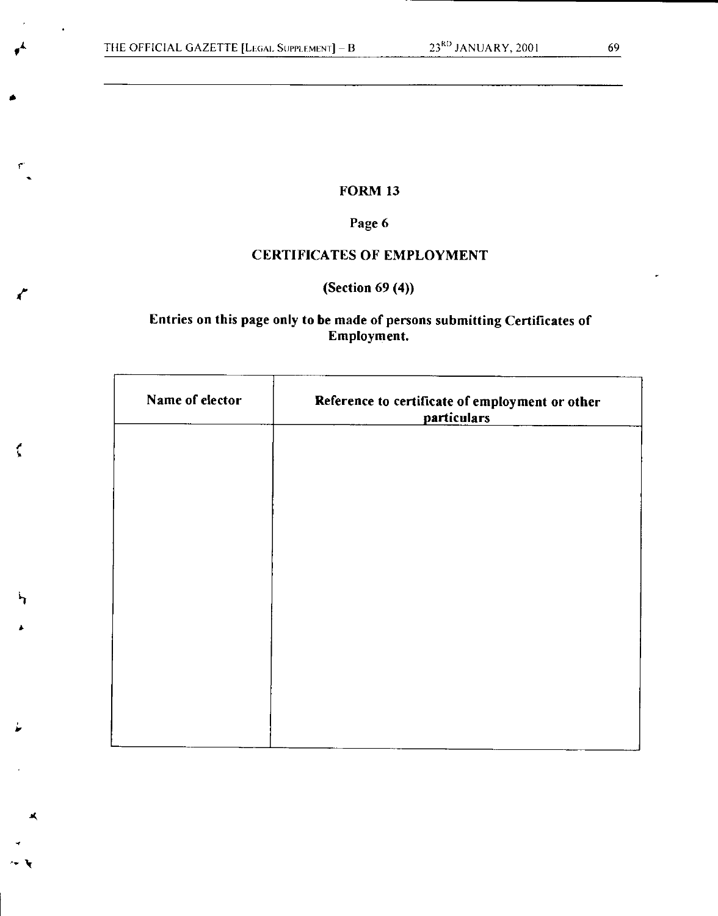## FORM 13

Page 6

## CERTIFICATES OF EMPLOYMENT

**(Section 69 (4))**

**Entries on this page only to be made of persons submitting Certificates of Employment.**

| Name of elector | Reference to certificate of employment or other particulars |
|---|---|
| | |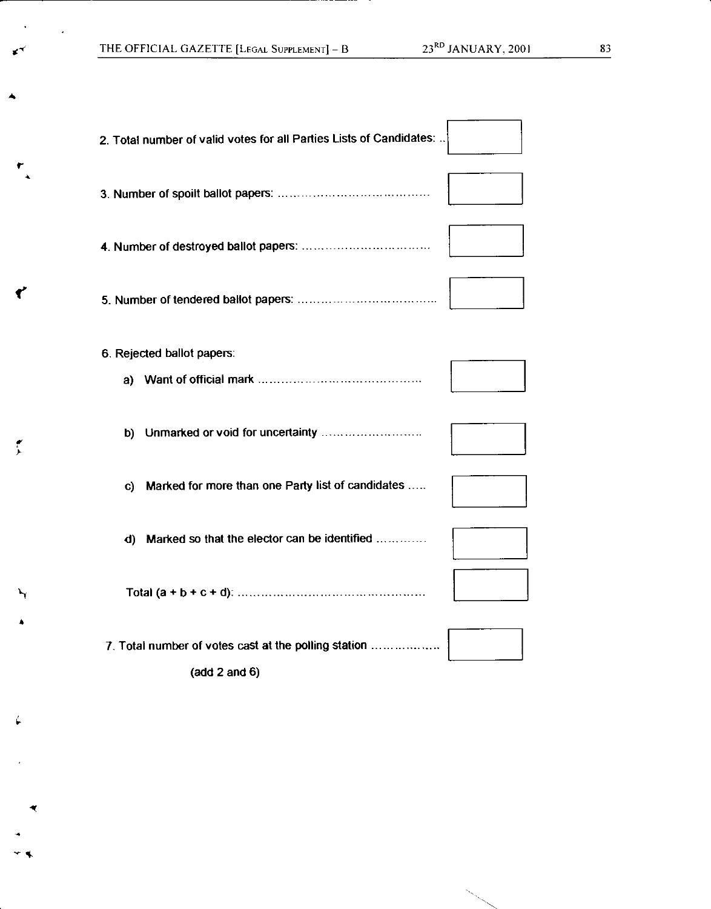2. Total number of valid votes for all Parties Lists of Candidates: .. [ ]

3. Number of spoilt ballot papers: ........................................ [ ]

4. Number of destroyed ballot papers: .................................. [ ]

5. Number of tendered ballot papers: .................................... [ ]

6. Rejected ballot papers:

   a) Want of official mark .......................................... [ ]

   b) Unmarked or void for uncertainty .......................... [ ]

   c) Marked for more than one Party list of candidates ..... [ ]

   d) Marked so that the elector can be identified ............. [ ]

   Total (a + b + c + d): ............................................... [ ]

7. Total number of votes cast at the polling station .................. [ ]

   (add 2 and 6)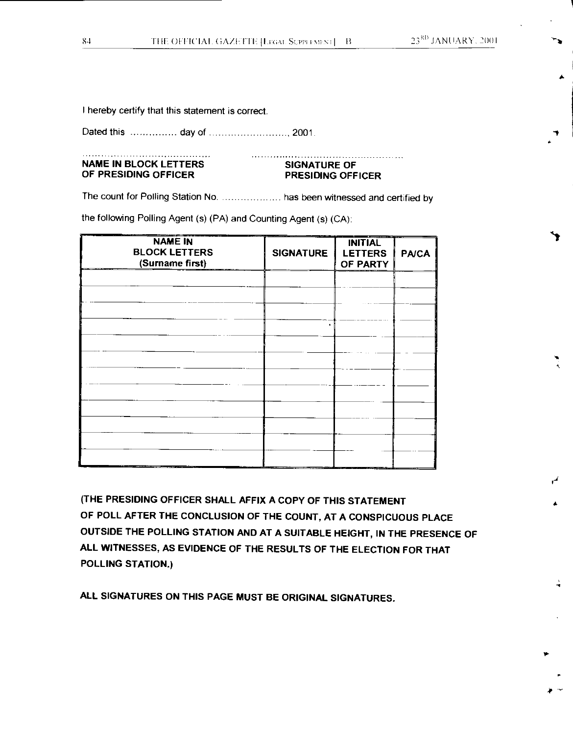I hereby certify that this statement is correct.

Dated this ............... day of .........................., 2001.

.......................................... ..................................................

**NAME IN BLOCK LETTERS OF PRESIDING OFFICER** **SIGNATURE OF PRESIDING OFFICER**

The count for Polling Station No. .................... has been witnessed and certified by the following Polling Agent (s) (PA) and Counting Agent (s) (CA):

| NAME IN BLOCK LETTERS (Surname first) | SIGNATURE | INITIAL LETTERS OF PARTY | PA/CA |
|---|---|---|---|
| | | | |
| | | | |
| | | | |
| | | | |
| | | | |
| | | | |
| | | | |
| | | | |
| | | | |
| | | | |
| | | | |
| | | | |

**(THE PRESIDING OFFICER SHALL AFFIX A COPY OF THIS STATEMENT OF POLL AFTER THE CONCLUSION OF THE COUNT, AT A CONSPICUOUS PLACE OUTSIDE THE POLLING STATION AND AT A SUITABLE HEIGHT, IN THE PRESENCE OF ALL WITNESSES, AS EVIDENCE OF THE RESULTS OF THE ELECTION FOR THAT POLLING STATION.)**

**ALL SIGNATURES ON THIS PAGE MUST BE ORIGINAL SIGNATURES.**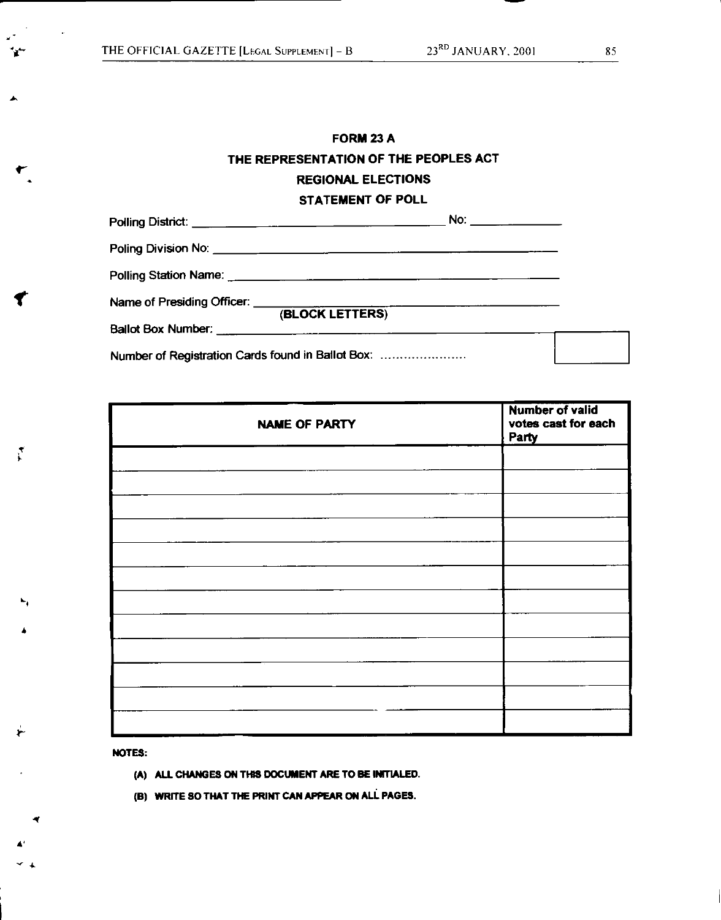# FORM 23 A

## THE REPRESENTATION OF THE PEOPLES ACT

## REGIONAL ELECTIONS

## STATEMENT OF POLL

Polling District: ______________________________ No: ____________

Poling Division No: ______________________________

Polling Station Name: ______________________________

Name of Presiding Officer: ______________________________
(BLOCK LETTERS)

Ballot Box Number: ______________________________

Number of Registration Cards found in Ballot Box: .................... [ ]

| NAME OF PARTY | Number of valid votes cast for each Party |
|---|---|
| | |
| | |
| | |
| | |
| | |
| | |
| | |
| | |
| | |
| | |
| | |
| | |

**NOTES:**

**(A) ALL CHANGES ON THIS DOCUMENT ARE TO BE INITIALED.**

**(B) WRITE SO THAT THE PRINT CAN APPEAR ON ALL PAGES.**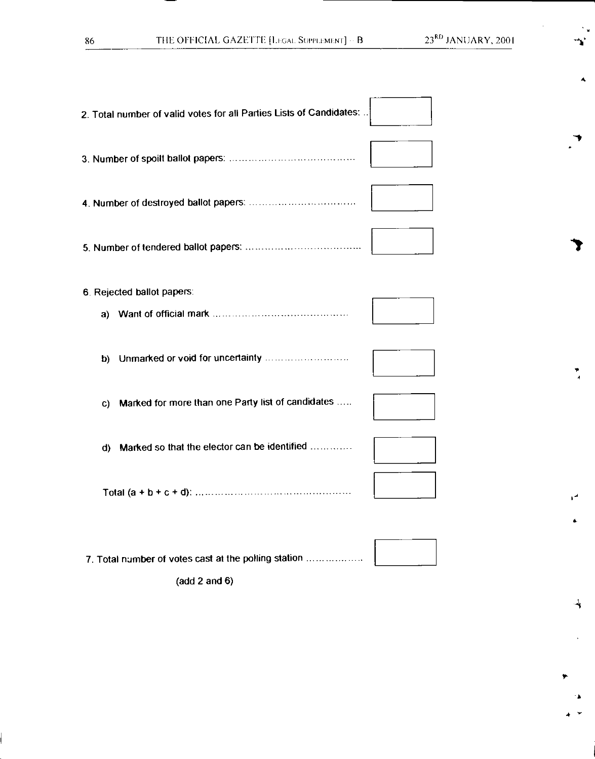2. Total number of valid votes for all Parties Lists of Candidates: .. [ ]

3. Number of spoilt ballot papers: .................................... [ ]

4. Number of destroyed ballot papers: .............................. [ ]

5. Number of tendered ballot papers: ................................. [ ]

6. Rejected ballot papers:

   a) Want of official mark ........................................ [ ]

   b) Unmarked or void for uncertainty ........................ [ ]

   c) Marked for more than one Party list of candidates ..... [ ]

   d) Marked so that the elector can be identified ............. [ ]

   Total (a + b + c + d): ............................................. [ ]

7. Total number of votes cast at the polling station .................. [ ]

   (add 2 and 6)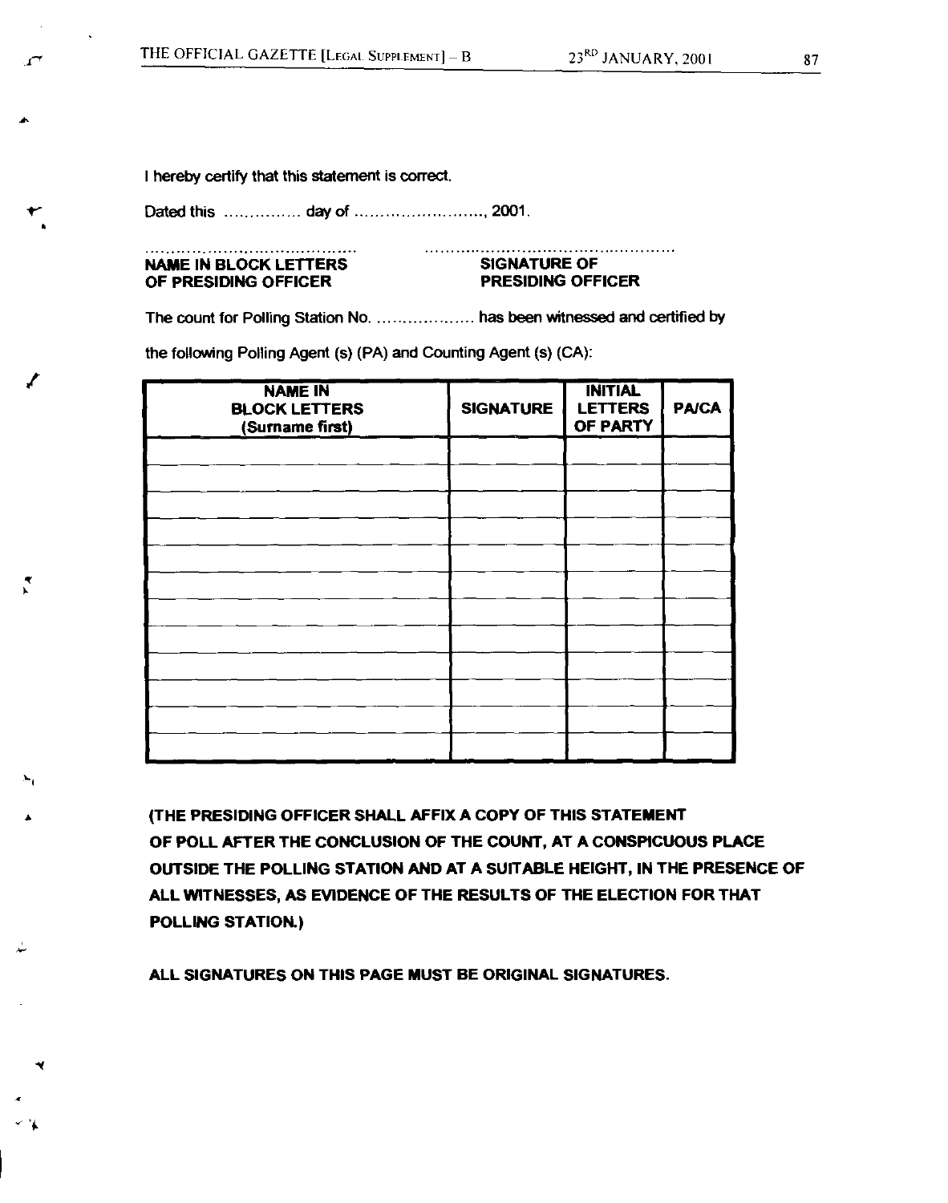I hereby certify that this statement is correct.

Dated this .............. day of .........................., 2001.

| ...................................... | ............................................... |
|---|---|
| **NAME IN BLOCK LETTERS OF PRESIDING OFFICER** | **SIGNATURE OF PRESIDING OFFICER** |

The count for Polling Station No. .................. has been witnessed and certified by

the following Polling Agent (s) (PA) and Counting Agent (s) (CA):

| NAME IN BLOCK LETTERS (Surname first) | SIGNATURE | INITIAL LETTERS OF PARTY | PA/CA |
|---|---|---|---|
| | | | |
| | | | |
| | | | |
| | | | |
| | | | |
| | | | |
| | | | |
| | | | |
| | | | |
| | | | |
| | | | |
| | | | |

**(THE PRESIDING OFFICER SHALL AFFIX A COPY OF THIS STATEMENT OF POLL AFTER THE CONCLUSION OF THE COUNT, AT A CONSPICUOUS PLACE OUTSIDE THE POLLING STATION AND AT A SUITABLE HEIGHT, IN THE PRESENCE OF ALL WITNESSES, AS EVIDENCE OF THE RESULTS OF THE ELECTION FOR THAT POLLING STATION.)**

**ALL SIGNATURES ON THIS PAGE MUST BE ORIGINAL SIGNATURES.**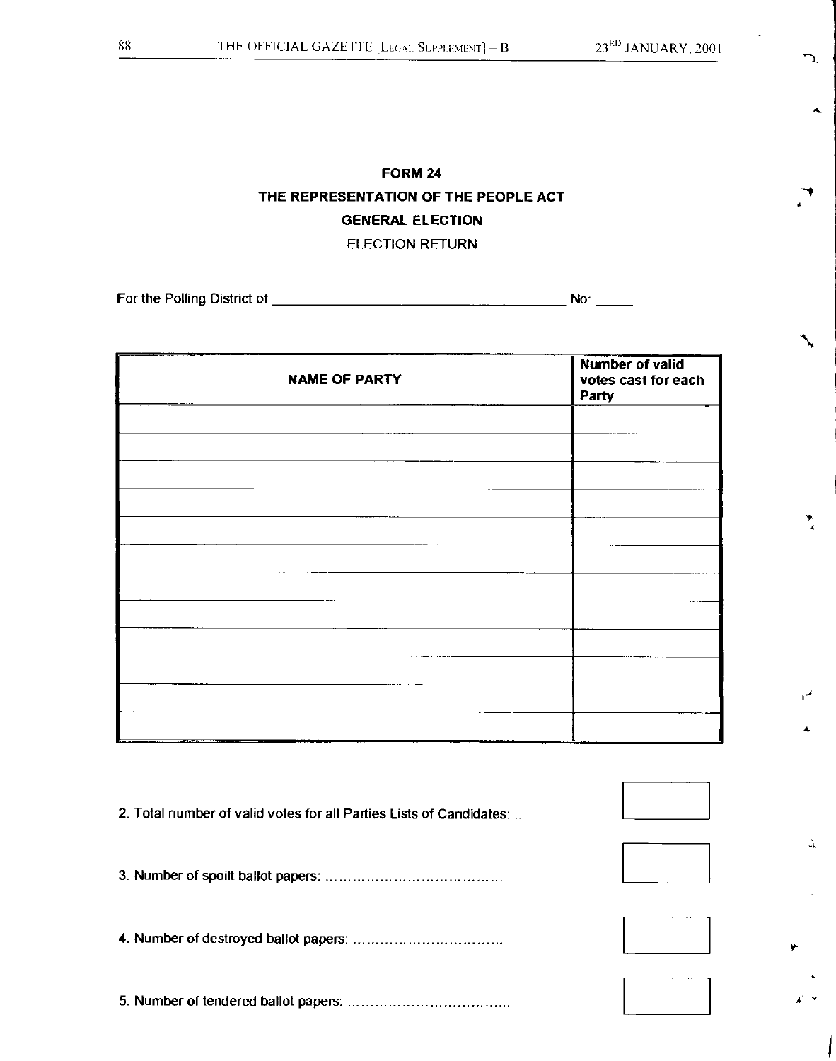**FORM 24**

**THE REPRESENTATION OF THE PEOPLE ACT**

**GENERAL ELECTION**

ELECTION RETURN

For the Polling District of ______________________________ No: _____

| NAME OF PARTY | Number of valid votes cast for each Party |
|---|---|
| | |
| | |
| | |
| | |
| | |
| | |
| | |
| | |
| | |
| | |
| | |
| | |

2. Total number of valid votes for all Parties Lists of Candidates: .. [ ]

3. Number of spoilt ballot papers: ....................................... [ ]

4. Number of destroyed ballot papers: ................................. [ ]

5. Number of tendered ballot papers: .................................... [ ]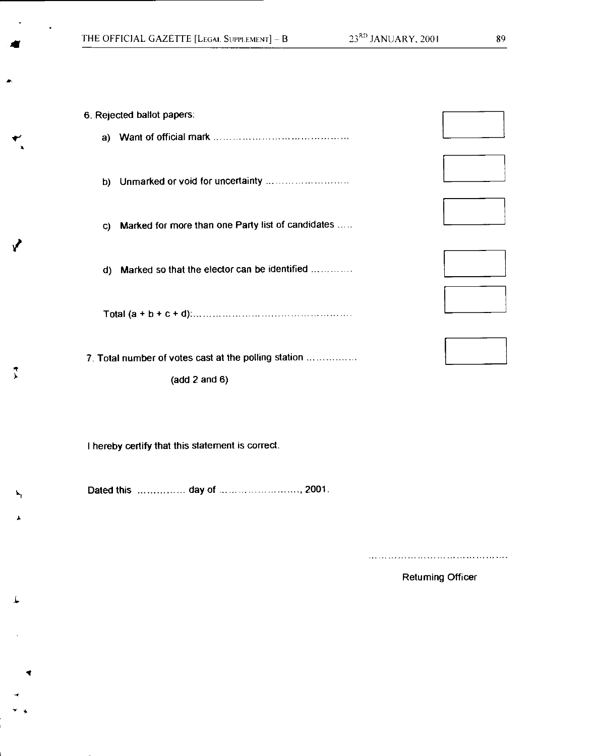6. Rejected ballot papers:

   a) Want of official mark ........................................... [ ]

   b) Unmarked or void for uncertainty ........................... [ ]

   c) Marked for more than one Party list of candidates ..... [ ]

   d) Marked so that the elector can be identified ............ [ ]

   Total (a + b + c + d):................................................ [ ]

7. Total number of votes cast at the polling station ................ [ ]

   (add 2 and 6)

I hereby certify that this statement is correct.

Dated this .............. day of ........................, 2001.

.........................................

Returning Officer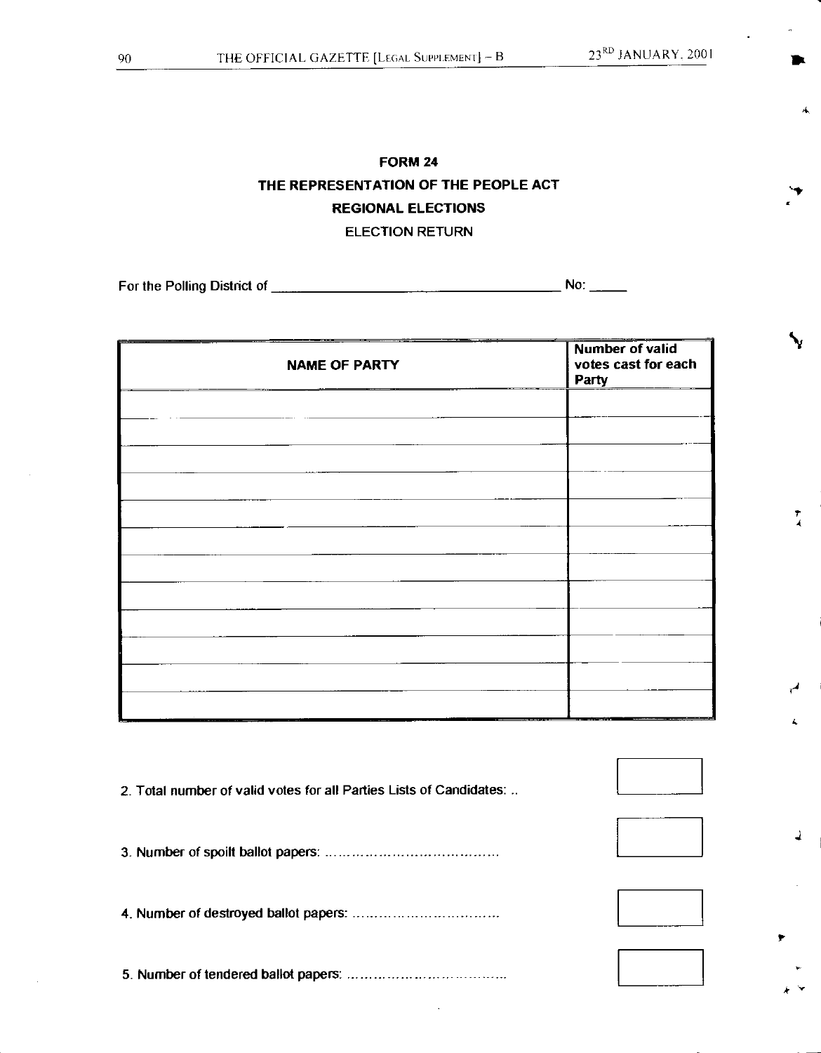# FORM 24

## THE REPRESENTATION OF THE PEOPLE ACT

## REGIONAL ELECTIONS

### ELECTION RETURN

For the Polling District of ________________________________ No: _____

| NAME OF PARTY | Number of valid votes cast for each Party |
|---|---|
| | |
| | |
| | |
| | |
| | |
| | |
| | |
| | |
| | |
| | |
| | |
| | |

2. Total number of valid votes for all Parties Lists of Candidates: .. [ ]

3. Number of spoilt ballot papers: ...................................... [ ]

4. Number of destroyed ballot papers: ................................ [ ]

5. Number of tendered ballot papers: .................................. [ ]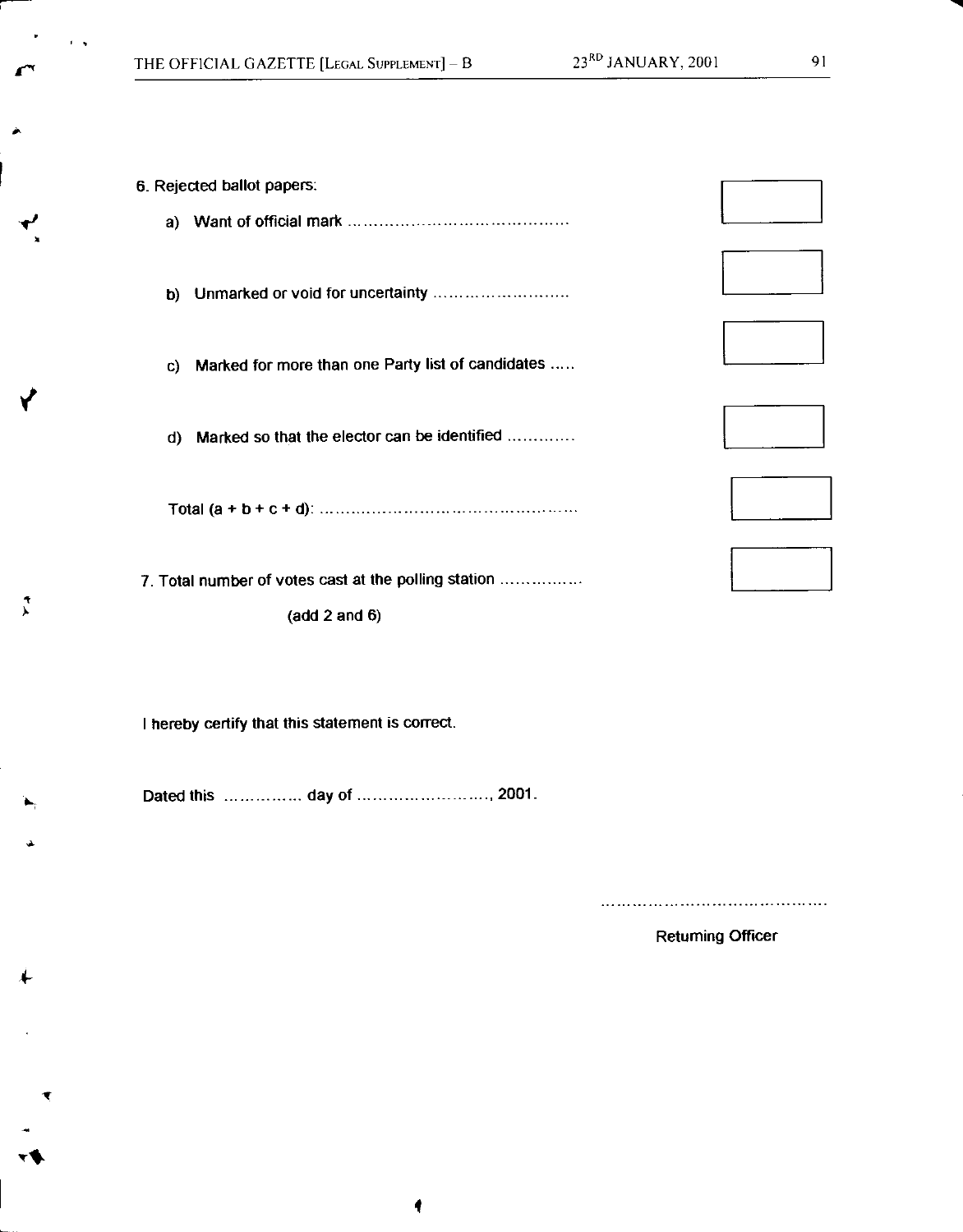6. Rejected ballot papers:

a) Want of official mark ........................................... ☐

b) Unmarked or void for uncertainty .......................... ☐

c) Marked for more than one Party list of candidates ..... ☐

d) Marked so that the elector can be identified ............ ☐

Total (a + b + c + d): ................................................ ☐

7. Total number of votes cast at the polling station ................ ☐

(add 2 and 6)

I hereby certify that this statement is correct.

Dated this ............... day of ........................., 2001.

..........................................

Returning Officer